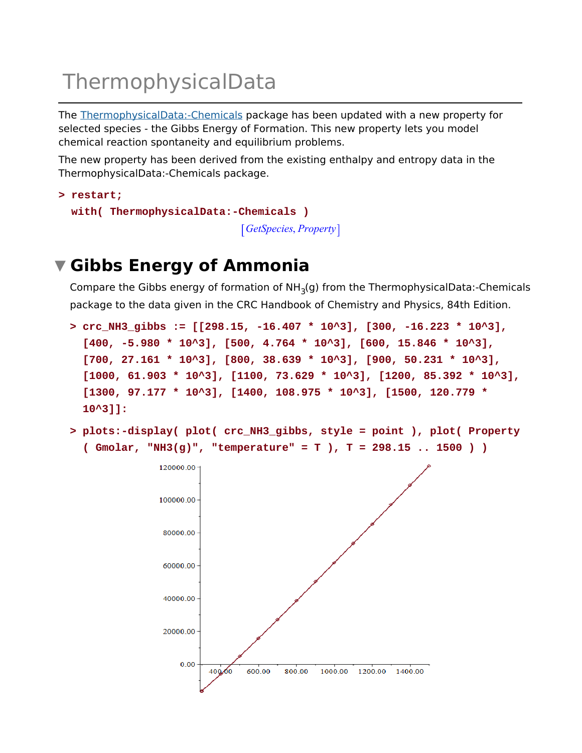# ThermophysicalData

The ThermophysicalData:-Chemicals package has been updated with a new property for selected species - the Gibbs Energy of Formation. This new property lets you model chemical reaction spontaneity and equilibrium problems.

The new property has been derived from the existing enthalpy and entropy data in the ThermophysicalData:-Chemicals package.

```
> restart;
  with( ThermophysicalData:-Chemicals )
```

$$[GetSpecies, Property]$$

## Gibbs Energy of Ammonia

Compare the Gibbs energy of formation of $NH_3$(g) from the ThermophysicalData:-Chemicals package to the data given in the CRC Handbook of Chemistry and Physics, 84th Edition.

```
> crc_NH3_gibbs := [[298.15, -16.407 * 10^3], [300, -16.223 * 10^3],
  [400, -5.980 * 10^3], [500, 4.764 * 10^3], [600, 15.846 * 10^3],
  [700, 27.161 * 10^3], [800, 38.639 * 10^3], [900, 50.231 * 10^3],
  [1000, 61.903 * 10^3], [1100, 73.629 * 10^3], [1200, 85.392 * 10^3],
  [1300, 97.177 * 10^3], [1400, 108.975 * 10^3], [1500, 120.779 *
  10^3]]:
```

```
> plots:-display( plot( crc_NH3_gibbs, style = point ), plot( Property
  ( Gmolar, "NH3(g)", "temperature" = T ), T = 298.15 .. 1500 ) )
```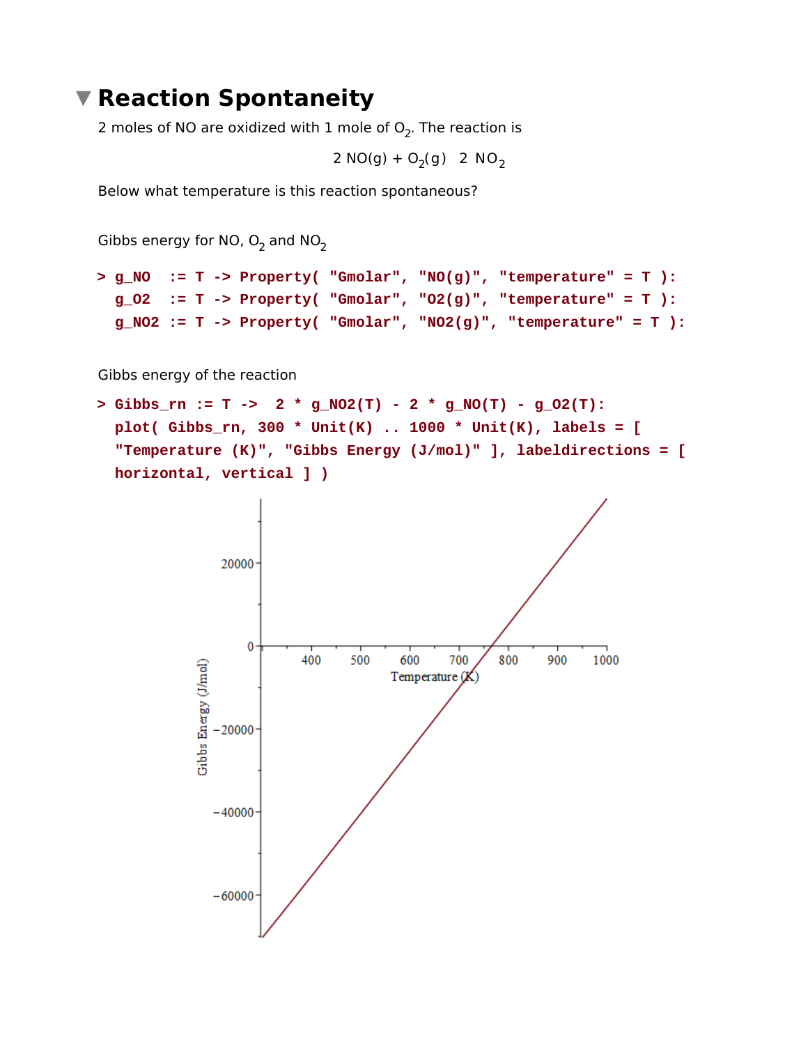# Reaction Spontaneity

2 moles of NO are oxidized with 1 mole of $O_2$. The reaction is

$$2\ NO(g) + O_2(g) \quad 2\ NO_2$$

Below what temperature is this reaction spontaneous?

Gibbs energy for NO, $O_2$ and $NO_2$

```
> g_NO  := T -> Property( "Gmolar", "NO(g)", "temperature" = T ):
  g_O2  := T -> Property( "Gmolar", "O2(g)", "temperature" = T ):
  g_NO2 := T -> Property( "Gmolar", "NO2(g)", "temperature" = T ):
```

Gibbs energy of the reaction

```
> Gibbs_rn := T ->  2 * g_NO2(T) - 2 * g_NO(T) - g_O2(T):
  plot( Gibbs_rn, 300 * Unit(K) .. 1000 * Unit(K), labels = [
  "Temperature (K)", "Gibbs Energy (J/mol)" ], labeldirections = [
  horizontal, vertical ] )
```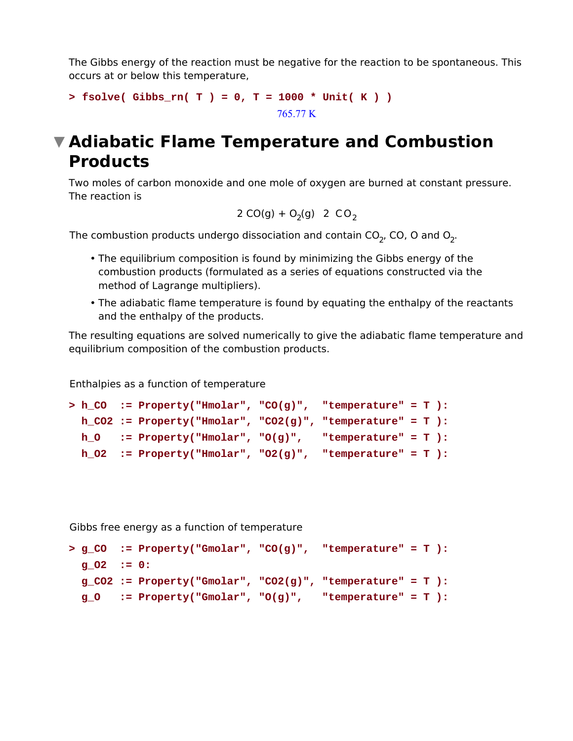The Gibbs energy of the reaction must be negative for the reaction to be spontaneous. This occurs at or below this temperature,

```
> fsolve( Gibbs_rn( T ) = 0, T = 1000 * Unit( K ) )
```

765.77 K

## Adiabatic Flame Temperature and Combustion Products

Two moles of carbon monoxide and one mole of oxygen are burned at constant pressure. The reaction is

$$2\ CO(g) + O_2(g) \quad 2\ CO_2$$

The combustion products undergo dissociation and contain $CO_2$, CO, O and $O_2$.

- The equilibrium composition is found by minimizing the Gibbs energy of the combustion products (formulated as a series of equations constructed via the method of Lagrange multipliers).
- The adiabatic flame temperature is found by equating the enthalpy of the reactants and the enthalpy of the products.

The resulting equations are solved numerically to give the adiabatic flame temperature and equilibrium composition of the combustion products.

Enthalpies as a function of temperature

```
> h_CO  := Property("Hmolar", "CO(g)",  "temperature" = T ):
  h_CO2 := Property("Hmolar", "CO2(g)", "temperature" = T ):
  h_O   := Property("Hmolar", "O(g)",   "temperature" = T ):
  h_O2  := Property("Hmolar", "O2(g)",  "temperature" = T ):
```

Gibbs free energy as a function of temperature

```
> g_CO  := Property("Gmolar", "CO(g)",  "temperature" = T ):
  g_O2  := 0:
  g_CO2 := Property("Gmolar", "CO2(g)", "temperature" = T ):
  g_O   := Property("Gmolar", "O(g)",   "temperature" = T ):
```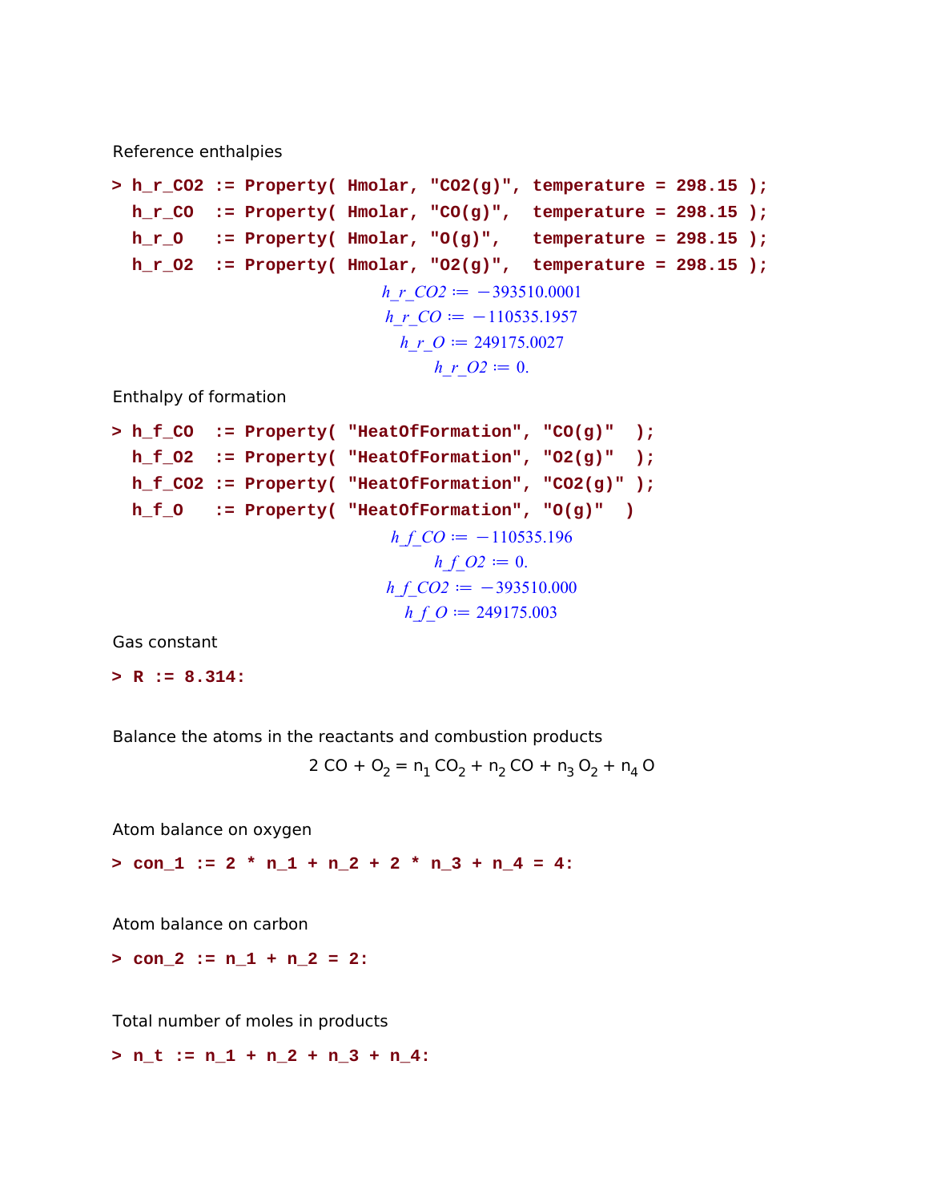Reference enthalpies

```
> h_r_CO2 := Property( Hmolar, "CO2(g)", temperature = 298.15 );
  h_r_CO  := Property( Hmolar, "CO(g)",  temperature = 298.15 );
  h_r_O   := Property( Hmolar, "O(g)",   temperature = 298.15 );
  h_r_O2  := Property( Hmolar, "O2(g)",  temperature = 298.15 );
```

$$h\_r\_CO2 := -393510.0001$$
$$h\_r\_CO := -110535.1957$$
$$h\_r\_O := 249175.0027$$
$$h\_r\_O2 := 0.$$

Enthalpy of formation

```
> h_f_CO  := Property( "HeatOfFormation", "CO(g)"  );
  h_f_O2  := Property( "HeatOfFormation", "O2(g)"  );
  h_f_CO2 := Property( "HeatOfFormation", "CO2(g)" );
  h_f_O   := Property( "HeatOfFormation", "O(g)"  )
```

$$h\_f\_CO := -110535.196$$
$$h\_f\_O2 := 0.$$
$$h\_f\_CO2 := -393510.000$$
$$h\_f\_O := 249175.003$$

Gas constant

```
> R := 8.314:
```

Balance the atoms in the reactants and combustion products

$$2\ CO + O_2 = n_1\ CO_2 + n_2\ CO + n_3\ O_2 + n_4\ O$$

Atom balance on oxygen

```
> con_1 := 2 * n_1 + n_2 + 2 * n_3 + n_4 = 4:
```

Atom balance on carbon

```
> con_2 := n_1 + n_2 = 2:
```

Total number of moles in products

```
> n_t := n_1 + n_2 + n_3 + n_4:
```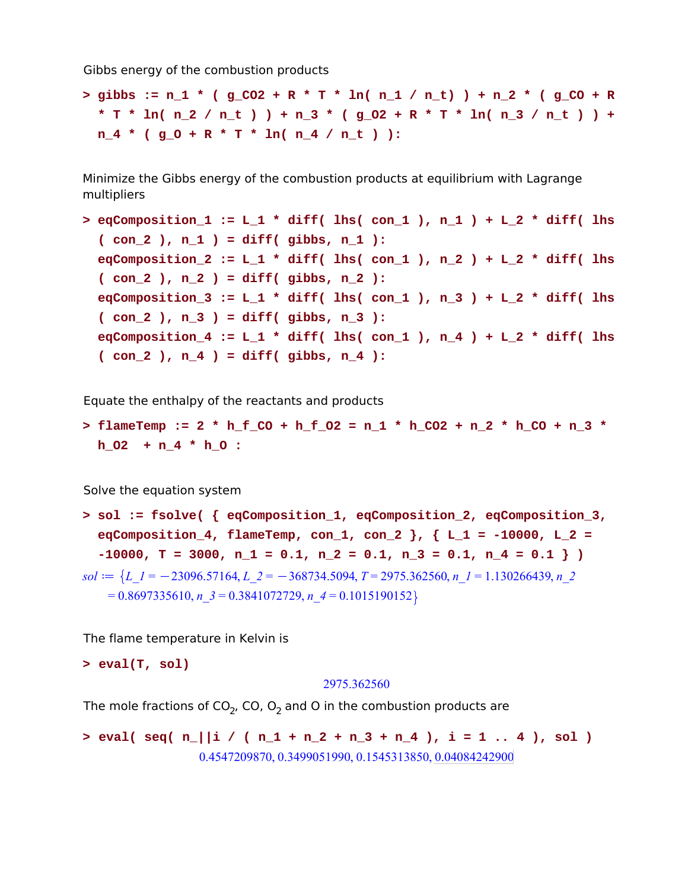Gibbs energy of the combustion products

```
> gibbs := n_1 * ( g_CO2 + R * T * ln( n_1 / n_t) ) + n_2 * ( g_CO + R
  * T * ln( n_2 / n_t ) ) + n_3 * ( g_O2 + R * T * ln( n_3 / n_t ) ) +
  n_4 * ( g_O + R * T * ln( n_4 / n_t ) ):
```

Minimize the Gibbs energy of the combustion products at equilibrium with Lagrange multipliers

```
> eqComposition_1 := L_1 * diff( lhs( con_1 ), n_1 ) + L_2 * diff( lhs
  ( con_2 ), n_1 ) = diff( gibbs, n_1 ):
  eqComposition_2 := L_1 * diff( lhs( con_1 ), n_2 ) + L_2 * diff( lhs
  ( con_2 ), n_2 ) = diff( gibbs, n_2 ):
  eqComposition_3 := L_1 * diff( lhs( con_1 ), n_3 ) + L_2 * diff( lhs
  ( con_2 ), n_3 ) = diff( gibbs, n_3 ):
  eqComposition_4 := L_1 * diff( lhs( con_1 ), n_4 ) + L_2 * diff( lhs
  ( con_2 ), n_4 ) = diff( gibbs, n_4 ):
```

Equate the enthalpy of the reactants and products

```
> flameTemp := 2 * h_f_CO + h_f_O2 = n_1 * h_CO2 + n_2 * h_CO + n_3 *
  h_O2  + n_4 * h_O :
```

Solve the equation system

```
> sol := fsolve( { eqComposition_1, eqComposition_2, eqComposition_3,
  eqComposition_4, flameTemp, con_1, con_2 }, { L_1 = -10000, L_2 =
  -10000, T = 3000, n_1 = 0.1, n_2 = 0.1, n_3 = 0.1, n_4 = 0.1 } )
```

$$sol := \{L\_1 = -23096.57164, L\_2 = -368734.5094, T = 2975.362560, n\_1 = 1.130266439, n\_2 = 0.8697335610, n\_3 = 0.3841072729, n\_4 = 0.1015190152\}$$

The flame temperature in Kelvin is

```
> eval(T, sol)
```

$$2975.362560$$

The mole fractions of $CO_2$, CO, $O_2$ and O in the combustion products are

```
> eval( seq( n_||i / ( n_1 + n_2 + n_3 + n_4 ), i = 1 .. 4 ), sol )
```

$$0.4547209870, 0.3499051990, 0.1545313850, 0.04084242900$$